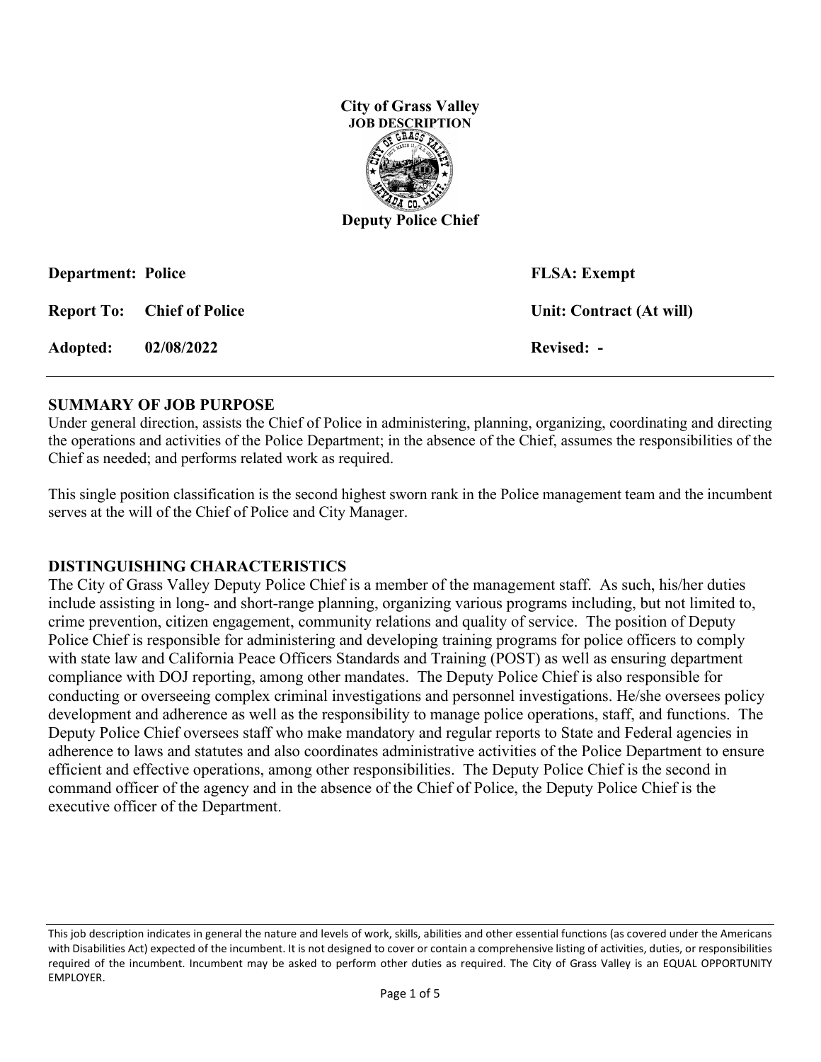**City of Grass Valley**
**JOB DESCRIPTION**

# Deputy Police Chief

| | | |
|---|---|---|
| **Department:** | **Police** | **FLSA: Exempt** |
| **Report To:** | **Chief of Police** | **Unit: Contract (At will)** |
| **Adopted:** | **02/08/2022** | **Revised: -** |

## SUMMARY OF JOB PURPOSE

Under general direction, assists the Chief of Police in administering, planning, organizing, coordinating and directing the operations and activities of the Police Department; in the absence of the Chief, assumes the responsibilities of the Chief as needed; and performs related work as required.

This single position classification is the second highest sworn rank in the Police management team and the incumbent serves at the will of the Chief of Police and City Manager.

## DISTINGUISHING CHARACTERISTICS

The City of Grass Valley Deputy Police Chief is a member of the management staff. As such, his/her duties include assisting in long- and short-range planning, organizing various programs including, but not limited to, crime prevention, citizen engagement, community relations and quality of service. The position of Deputy Police Chief is responsible for administering and developing training programs for police officers to comply with state law and California Peace Officers Standards and Training (POST) as well as ensuring department compliance with DOJ reporting, among other mandates. The Deputy Police Chief is also responsible for conducting or overseeing complex criminal investigations and personnel investigations. He/she oversees policy development and adherence as well as the responsibility to manage police operations, staff, and functions. The Deputy Police Chief oversees staff who make mandatory and regular reports to State and Federal agencies in adherence to laws and statutes and also coordinates administrative activities of the Police Department to ensure efficient and effective operations, among other responsibilities. The Deputy Police Chief is the second in command officer of the agency and in the absence of the Chief of Police, the Deputy Police Chief is the executive officer of the Department.

This job description indicates in general the nature and levels of work, skills, abilities and other essential functions (as covered under the Americans with Disabilities Act) expected of the incumbent. It is not designed to cover or contain a comprehensive listing of activities, duties, or responsibilities required of the incumbent. Incumbent may be asked to perform other duties as required. The City of Grass Valley is an EQUAL OPPORTUNITY EMPLOYER.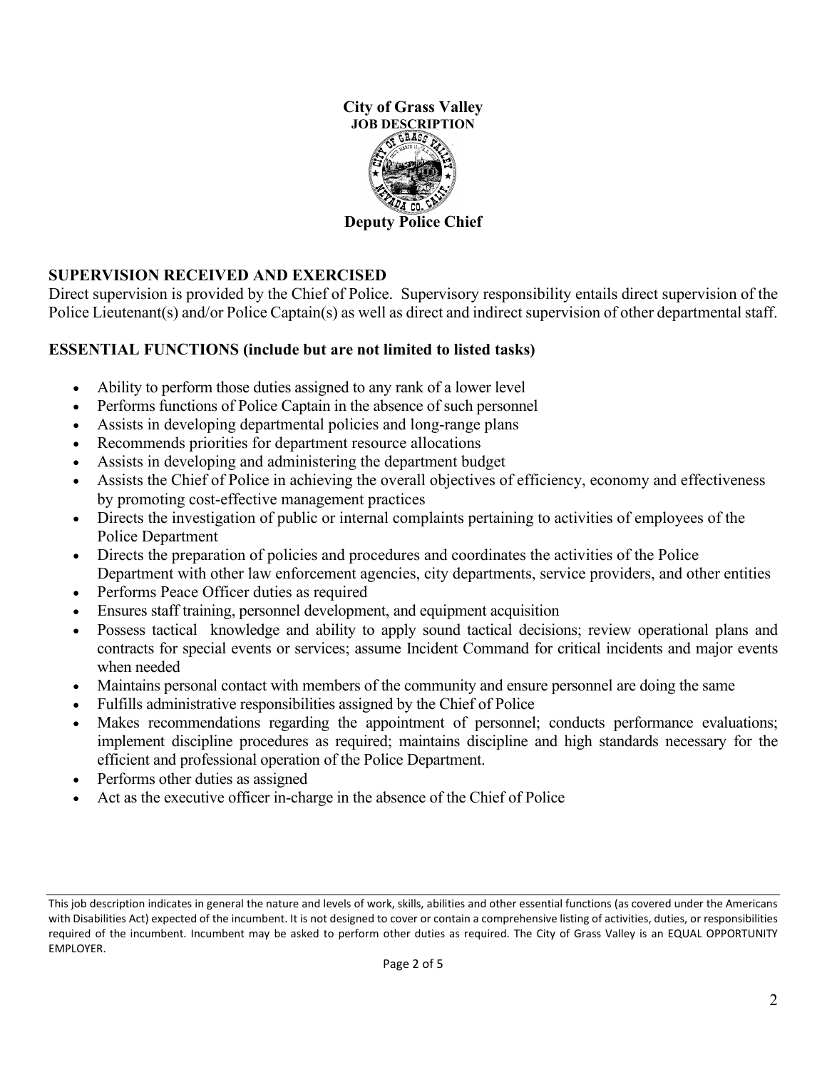**City of Grass Valley**
**JOB DESCRIPTION**

# Deputy Police Chief

## SUPERVISION RECEIVED AND EXERCISED

Direct supervision is provided by the Chief of Police. Supervisory responsibility entails direct supervision of the Police Lieutenant(s) and/or Police Captain(s) as well as direct and indirect supervision of other departmental staff.

## ESSENTIAL FUNCTIONS (include but are not limited to listed tasks)

- Ability to perform those duties assigned to any rank of a lower level
- Performs functions of Police Captain in the absence of such personnel
- Assists in developing departmental policies and long-range plans
- Recommends priorities for department resource allocations
- Assists in developing and administering the department budget
- Assists the Chief of Police in achieving the overall objectives of efficiency, economy and effectiveness by promoting cost-effective management practices
- Directs the investigation of public or internal complaints pertaining to activities of employees of the Police Department
- Directs the preparation of policies and procedures and coordinates the activities of the Police Department with other law enforcement agencies, city departments, service providers, and other entities
- Performs Peace Officer duties as required
- Ensures staff training, personnel development, and equipment acquisition
- Possess tactical knowledge and ability to apply sound tactical decisions; review operational plans and contracts for special events or services; assume Incident Command for critical incidents and major events when needed
- Maintains personal contact with members of the community and ensure personnel are doing the same
- Fulfills administrative responsibilities assigned by the Chief of Police
- Makes recommendations regarding the appointment of personnel; conducts performance evaluations; implement discipline procedures as required; maintains discipline and high standards necessary for the efficient and professional operation of the Police Department.
- Performs other duties as assigned
- Act as the executive officer in-charge in the absence of the Chief of Police

This job description indicates in general the nature and levels of work, skills, abilities and other essential functions (as covered under the Americans with Disabilities Act) expected of the incumbent. It is not designed to cover or contain a comprehensive listing of activities, duties, or responsibilities required of the incumbent. Incumbent may be asked to perform other duties as required. The City of Grass Valley is an EQUAL OPPORTUNITY EMPLOYER.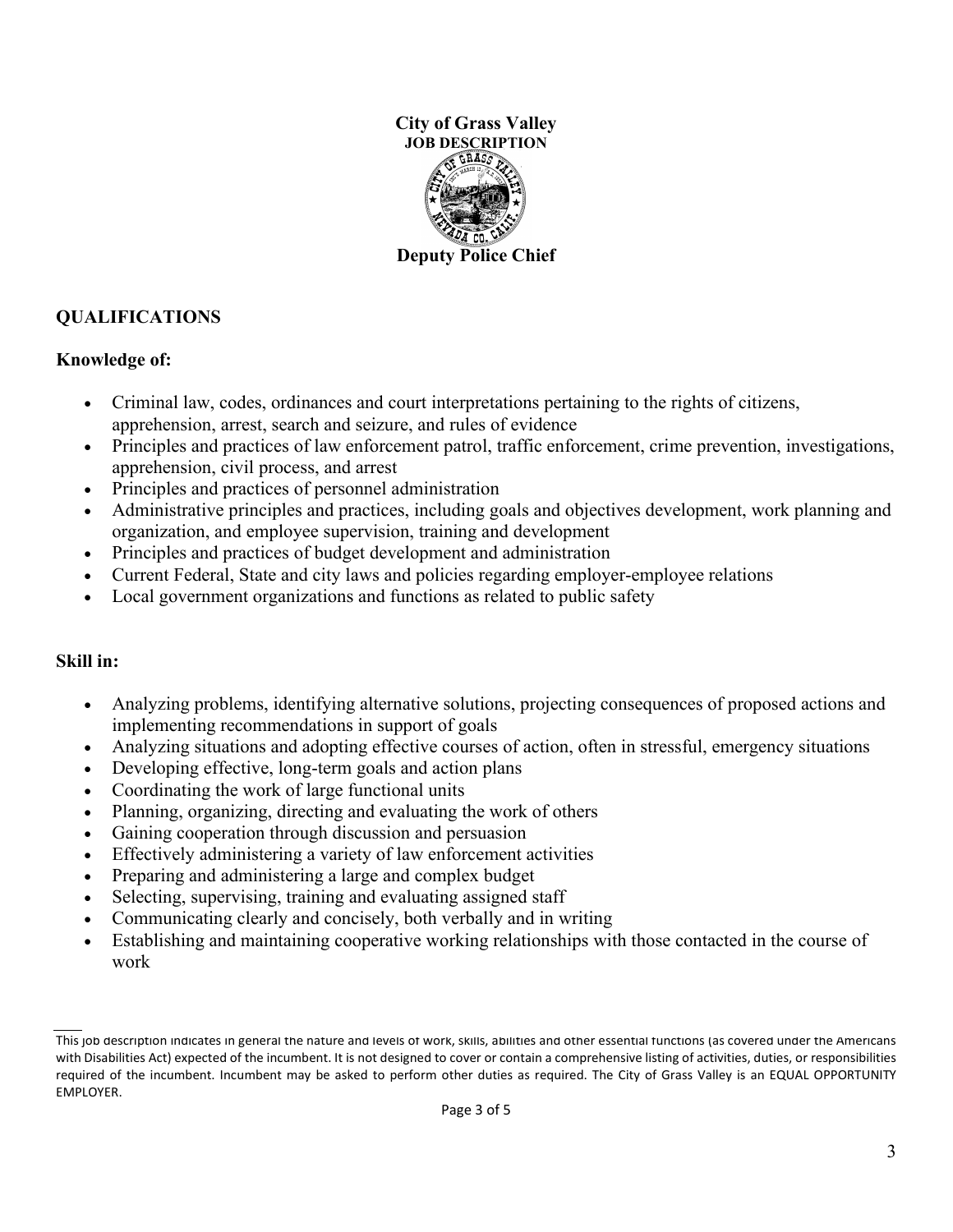# City of Grass Valley

**JOB DESCRIPTION**

## Deputy Police Chief

### QUALIFICATIONS

**Knowledge of:**

- Criminal law, codes, ordinances and court interpretations pertaining to the rights of citizens, apprehension, arrest, search and seizure, and rules of evidence
- Principles and practices of law enforcement patrol, traffic enforcement, crime prevention, investigations, apprehension, civil process, and arrest
- Principles and practices of personnel administration
- Administrative principles and practices, including goals and objectives development, work planning and organization, and employee supervision, training and development
- Principles and practices of budget development and administration
- Current Federal, State and city laws and policies regarding employer-employee relations
- Local government organizations and functions as related to public safety

**Skill in:**

- Analyzing problems, identifying alternative solutions, projecting consequences of proposed actions and implementing recommendations in support of goals
- Analyzing situations and adopting effective courses of action, often in stressful, emergency situations
- Developing effective, long-term goals and action plans
- Coordinating the work of large functional units
- Planning, organizing, directing and evaluating the work of others
- Gaining cooperation through discussion and persuasion
- Effectively administering a variety of law enforcement activities
- Preparing and administering a large and complex budget
- Selecting, supervising, training and evaluating assigned staff
- Communicating clearly and concisely, both verbally and in writing
- Establishing and maintaining cooperative working relationships with those contacted in the course of work

---

This job description indicates in general the nature and levels of work, skills, abilities and other essential functions (as covered under the Americans with Disabilities Act) expected of the incumbent. It is not designed to cover or contain a comprehensive listing of activities, duties, or responsibilities required of the incumbent. Incumbent may be asked to perform other duties as required. The City of Grass Valley is an EQUAL OPPORTUNITY EMPLOYER.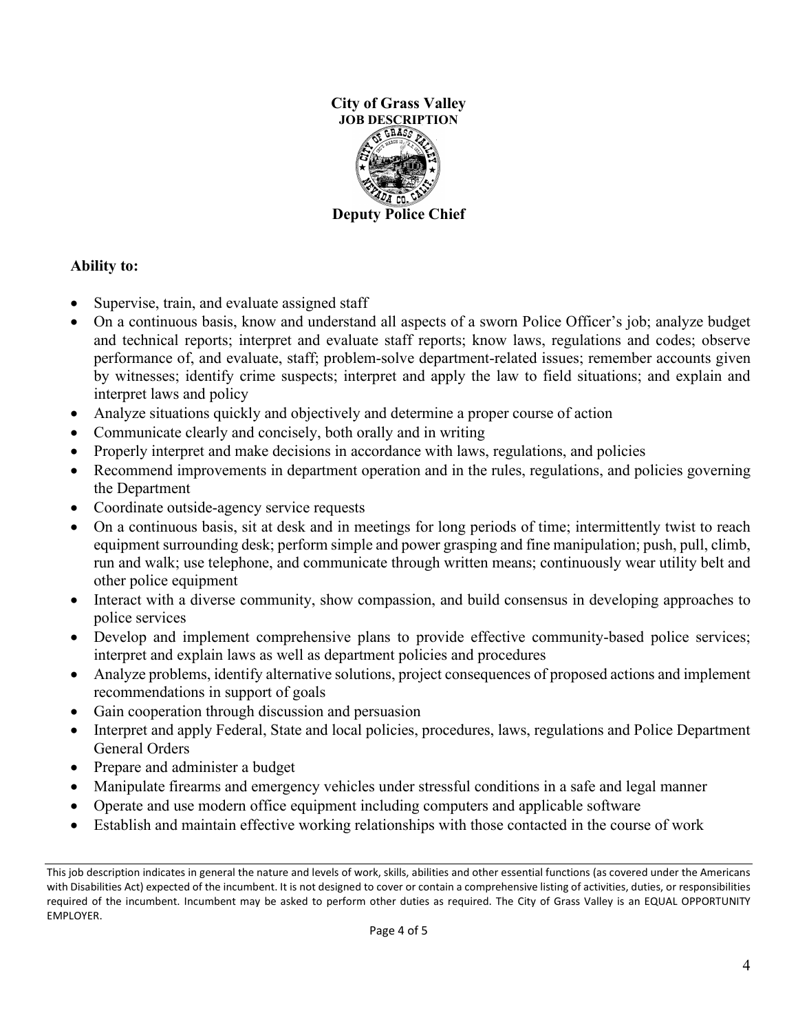**City of Grass Valley**
**JOB DESCRIPTION**

**Deputy Police Chief**

**Ability to:**

- Supervise, train, and evaluate assigned staff
- On a continuous basis, know and understand all aspects of a sworn Police Officer's job; analyze budget and technical reports; interpret and evaluate staff reports; know laws, regulations and codes; observe performance of, and evaluate, staff; problem-solve department-related issues; remember accounts given by witnesses; identify crime suspects; interpret and apply the law to field situations; and explain and interpret laws and policy
- Analyze situations quickly and objectively and determine a proper course of action
- Communicate clearly and concisely, both orally and in writing
- Properly interpret and make decisions in accordance with laws, regulations, and policies
- Recommend improvements in department operation and in the rules, regulations, and policies governing the Department
- Coordinate outside-agency service requests
- On a continuous basis, sit at desk and in meetings for long periods of time; intermittently twist to reach equipment surrounding desk; perform simple and power grasping and fine manipulation; push, pull, climb, run and walk; use telephone, and communicate through written means; continuously wear utility belt and other police equipment
- Interact with a diverse community, show compassion, and build consensus in developing approaches to police services
- Develop and implement comprehensive plans to provide effective community-based police services; interpret and explain laws as well as department policies and procedures
- Analyze problems, identify alternative solutions, project consequences of proposed actions and implement recommendations in support of goals
- Gain cooperation through discussion and persuasion
- Interpret and apply Federal, State and local policies, procedures, laws, regulations and Police Department General Orders
- Prepare and administer a budget
- Manipulate firearms and emergency vehicles under stressful conditions in a safe and legal manner
- Operate and use modern office equipment including computers and applicable software
- Establish and maintain effective working relationships with those contacted in the course of work

This job description indicates in general the nature and levels of work, skills, abilities and other essential functions (as covered under the Americans with Disabilities Act) expected of the incumbent. It is not designed to cover or contain a comprehensive listing of activities, duties, or responsibilities required of the incumbent. Incumbent may be asked to perform other duties as required. The City of Grass Valley is an EQUAL OPPORTUNITY EMPLOYER.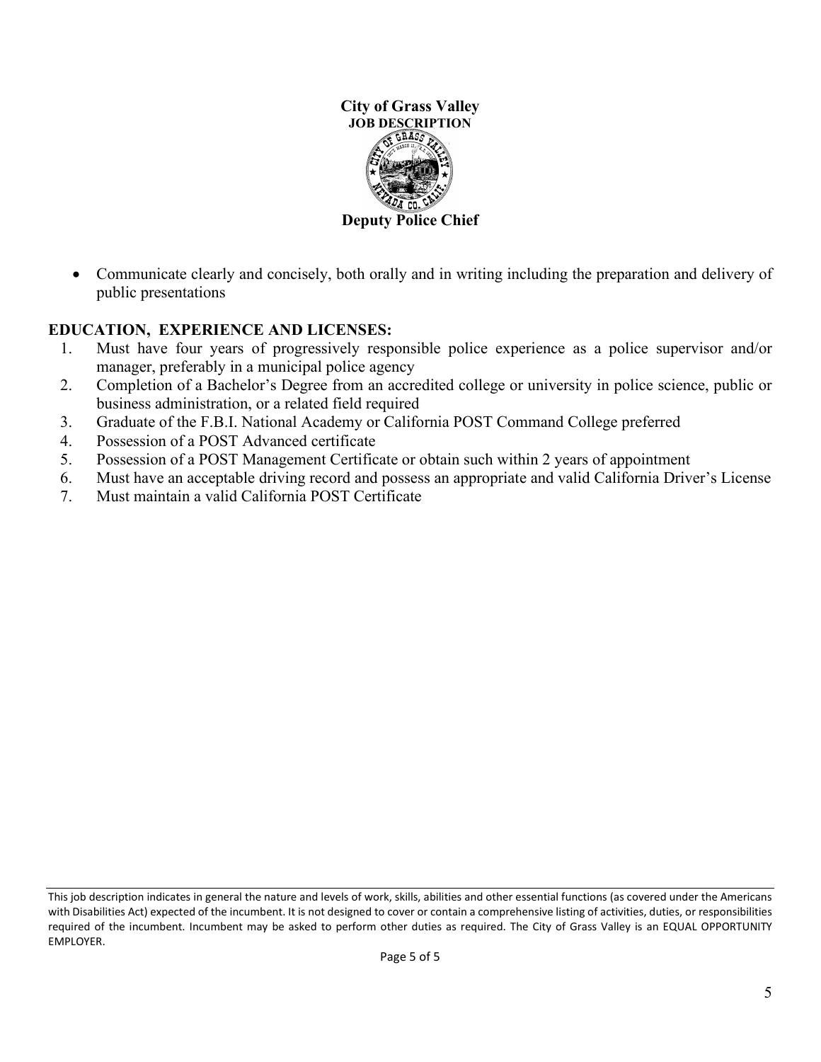- Communicate clearly and concisely, both orally and in writing including the preparation and delivery of public presentations

## EDUCATION, EXPERIENCE AND LICENSES:

1. Must have four years of progressively responsible police experience as a police supervisor and/or manager, preferably in a municipal police agency
2. Completion of a Bachelor's Degree from an accredited college or university in police science, public or business administration, or a related field required
3. Graduate of the F.B.I. National Academy or California POST Command College preferred
4. Possession of a POST Advanced certificate
5. Possession of a POST Management Certificate or obtain such within 2 years of appointment
6. Must have an acceptable driving record and possess an appropriate and valid California Driver's License
7. Must maintain a valid California POST Certificate

This job description indicates in general the nature and levels of work, skills, abilities and other essential functions (as covered under the Americans with Disabilities Act) expected of the incumbent. It is not designed to cover or contain a comprehensive listing of activities, duties, or responsibilities required of the incumbent. Incumbent may be asked to perform other duties as required. The City of Grass Valley is an EQUAL OPPORTUNITY EMPLOYER.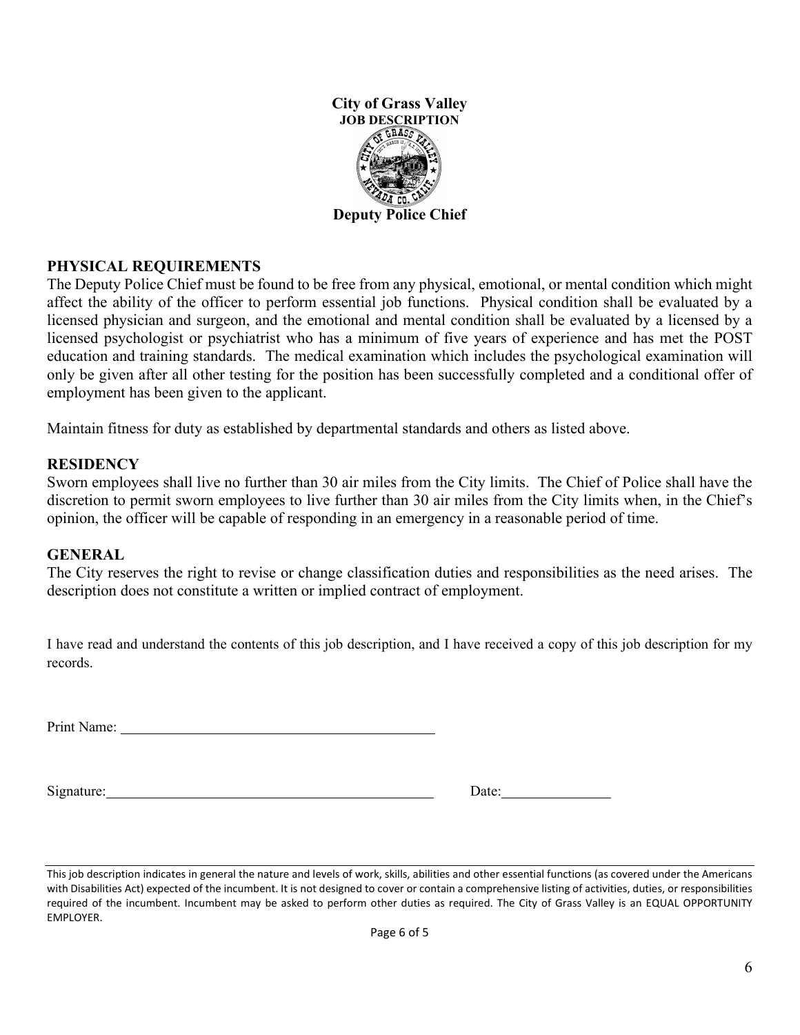**City of Grass Valley**
**JOB DESCRIPTION**

**Deputy Police Chief**

## PHYSICAL REQUIREMENTS

The Deputy Police Chief must be found to be free from any physical, emotional, or mental condition which might affect the ability of the officer to perform essential job functions. Physical condition shall be evaluated by a licensed physician and surgeon, and the emotional and mental condition shall be evaluated by a licensed by a licensed psychologist or psychiatrist who has a minimum of five years of experience and has met the POST education and training standards. The medical examination which includes the psychological examination will only be given after all other testing for the position has been successfully completed and a conditional offer of employment has been given to the applicant.

Maintain fitness for duty as established by departmental standards and others as listed above.

## RESIDENCY

Sworn employees shall live no further than 30 air miles from the City limits. The Chief of Police shall have the discretion to permit sworn employees to live further than 30 air miles from the City limits when, in the Chief's opinion, the officer will be capable of responding in an emergency in a reasonable period of time.

## GENERAL

The City reserves the right to revise or change classification duties and responsibilities as the need arises. The description does not constitute a written or implied contract of employment.

I have read and understand the contents of this job description, and I have received a copy of this job description for my records.

Print Name: ______________________________

Signature: ______________________________ Date: ______________

This job description indicates in general the nature and levels of work, skills, abilities and other essential functions (as covered under the Americans with Disabilities Act) expected of the incumbent. It is not designed to cover or contain a comprehensive listing of activities, duties, or responsibilities required of the incumbent. Incumbent may be asked to perform other duties as required. The City of Grass Valley is an EQUAL OPPORTUNITY EMPLOYER.